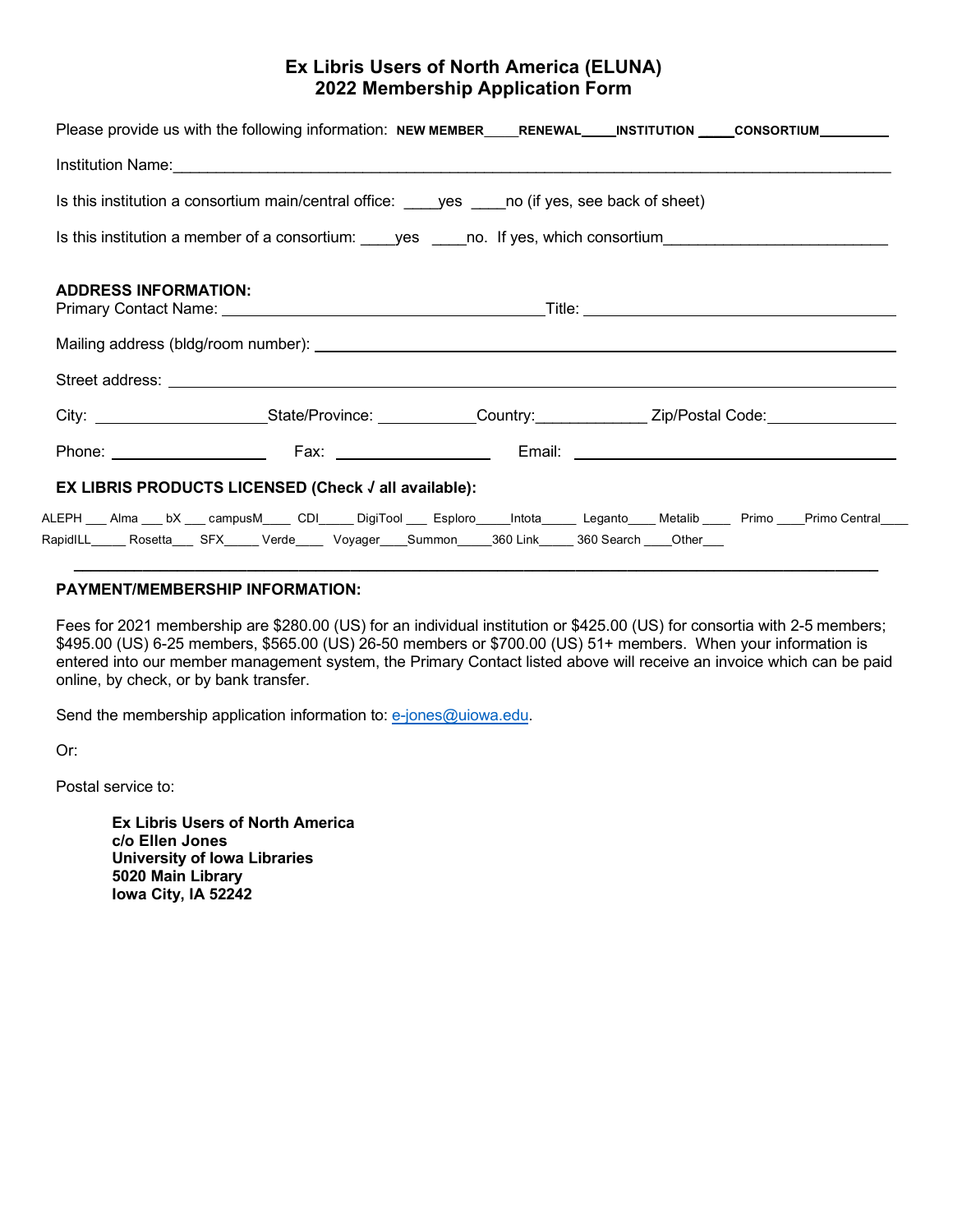# Ex Libris Users of North America (ELUNA)
## 2022 Membership Application Form

Please provide us with the following information: **NEW MEMBER**____**RENEWAL**____**INSTITUTION** ____**CONSORTIUM**________

Institution Name:_______________________________________________________________________________

Is this institution a consortium main/central office: ____yes ____no (if yes, see back of sheet)

Is this institution a member of a consortium: ____yes ____no. If yes, which consortium_________________________

**ADDRESS INFORMATION:**

Primary Contact Name: ____________________________________Title: ____________________________________

Mailing address (bldg/room number): ____________________________________________________________

Street address: _______________________________________________________________________________

City: __________________State/Province: ___________Country:____________ Zip/Postal Code:______________

Phone: __________________ Fax: __________________ Email: ____________________________________

**EX LIBRIS PRODUCTS LICENSED (Check √ all available):**

ALEPH ___ Alma ___ bX ___ campusM____ CDI_____ DigiTool ___ Esploro_____Intota_____ Leganto____ Metalib ____ Primo ____Primo Central____ RapidILL_____ Rosetta___ SFX_____ Verde____ Voyager____Summon_____360 Link_____ 360 Search ____Other___

---

**PAYMENT/MEMBERSHIP INFORMATION:**

Fees for 2021 membership are $280.00 (US) for an individual institution or $425.00 (US) for consortia with 2-5 members; $495.00 (US) 6-25 members, $565.00 (US) 26-50 members or $700.00 (US) 51+ members. When your information is entered into our member management system, the Primary Contact listed above will receive an invoice which can be paid online, by check, or by bank transfer.

Send the membership application information to: e-jones@uiowa.edu.

Or:

Postal service to:

> **Ex Libris Users of North America**
> **c/o Ellen Jones**
> **University of Iowa Libraries**
> **5020 Main Library**
> **Iowa City, IA 52242**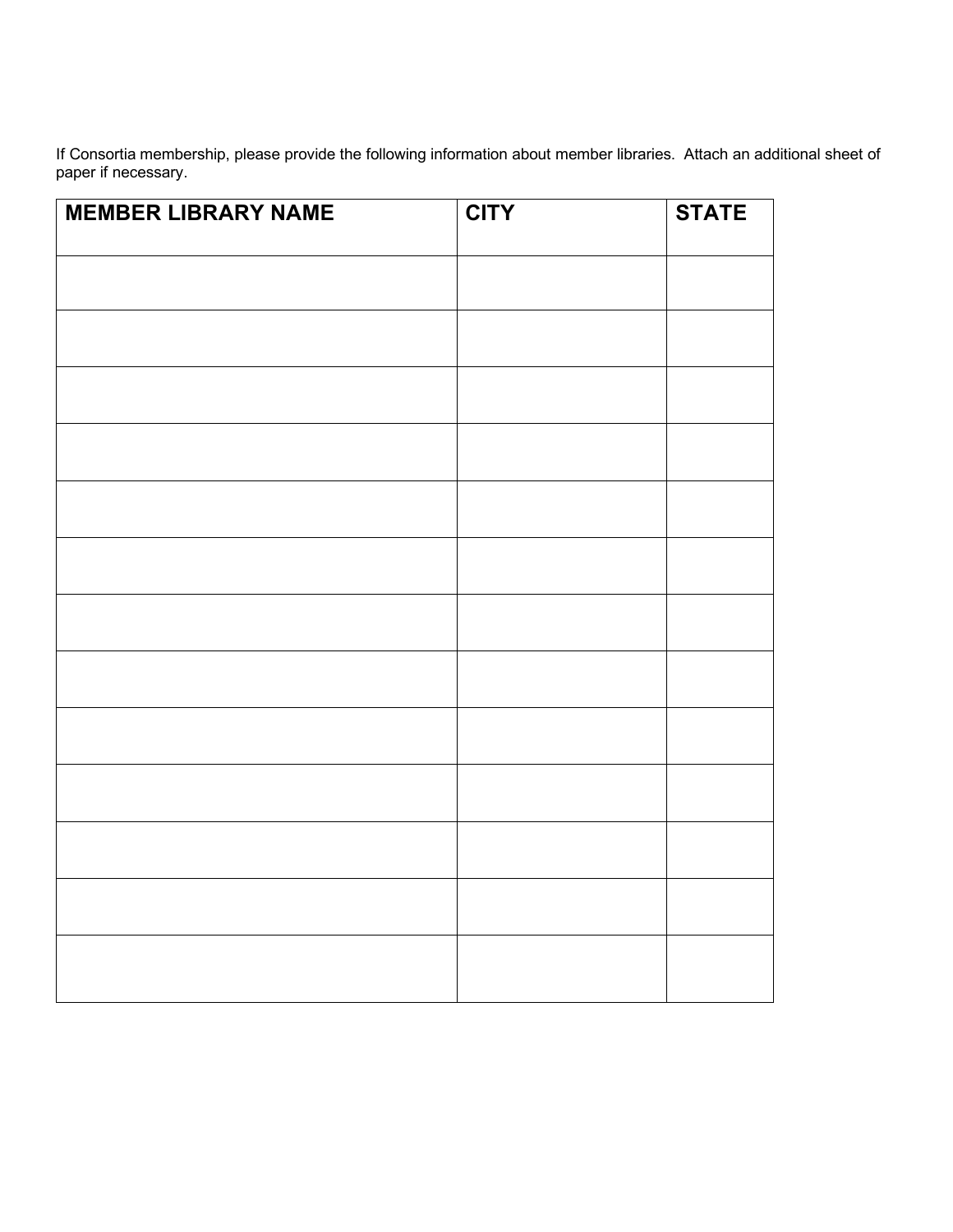If Consortia membership, please provide the following information about member libraries. Attach an additional sheet of paper if necessary.

| MEMBER LIBRARY NAME | CITY | STATE |
| --- | --- | --- |
| | | |
| | | |
| | | |
| | | |
| | | |
| | | |
| | | |
| | | |
| | | |
| | | |
| | | |
| | | |
| | | |